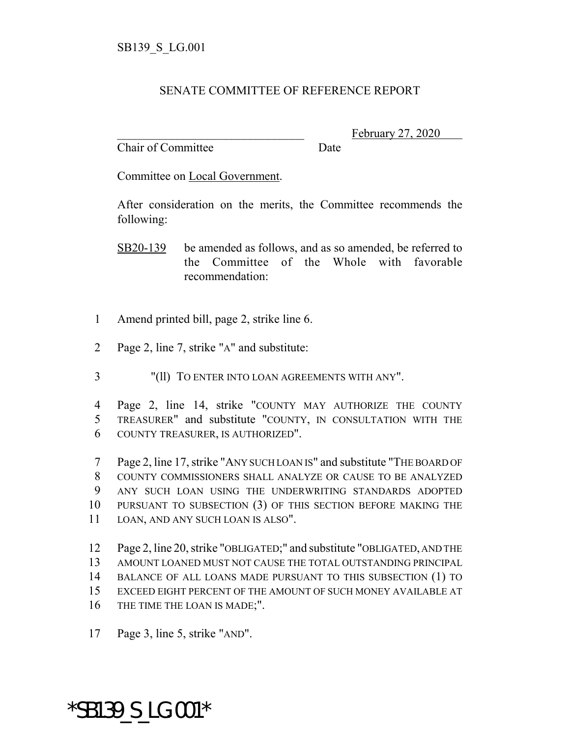SB139_S_LG.001

## SENATE COMMITTEE OF REFERENCE REPORT

________________________________ February 27, 2020
Chair of Committee Date

Committee on Local Government.

After consideration on the merits, the Committee recommends the following:

SB20-139 be amended as follows, and as so amended, be referred to the Committee of the Whole with favorable recommendation:

1 Amend printed bill, page 2, strike line 6.

2 Page 2, line 7, strike "A" and substitute:

3 "(ll) TO ENTER INTO LOAN AGREEMENTS WITH ANY".

4 Page 2, line 14, strike "COUNTY MAY AUTHORIZE THE COUNTY
5 TREASURER" and substitute "COUNTY, IN CONSULTATION WITH THE
6 COUNTY TREASURER, IS AUTHORIZED".

7 Page 2, line 17, strike "ANY SUCH LOAN IS" and substitute "THE BOARD OF
8 COUNTY COMMISSIONERS SHALL ANALYZE OR CAUSE TO BE ANALYZED
9 ANY SUCH LOAN USING THE UNDERWRITING STANDARDS ADOPTED
10 PURSUANT TO SUBSECTION (3) OF THIS SECTION BEFORE MAKING THE
11 LOAN, AND ANY SUCH LOAN IS ALSO".

12 Page 2, line 20, strike "OBLIGATED;" and substitute "OBLIGATED, AND THE
13 AMOUNT LOANED MUST NOT CAUSE THE TOTAL OUTSTANDING PRINCIPAL
14 BALANCE OF ALL LOANS MADE PURSUANT TO THIS SUBSECTION (1) TO
15 EXCEED EIGHT PERCENT OF THE AMOUNT OF SUCH MONEY AVAILABLE AT
16 THE TIME THE LOAN IS MADE;".

17 Page 3, line 5, strike "AND".

*SB139_S_LG.001*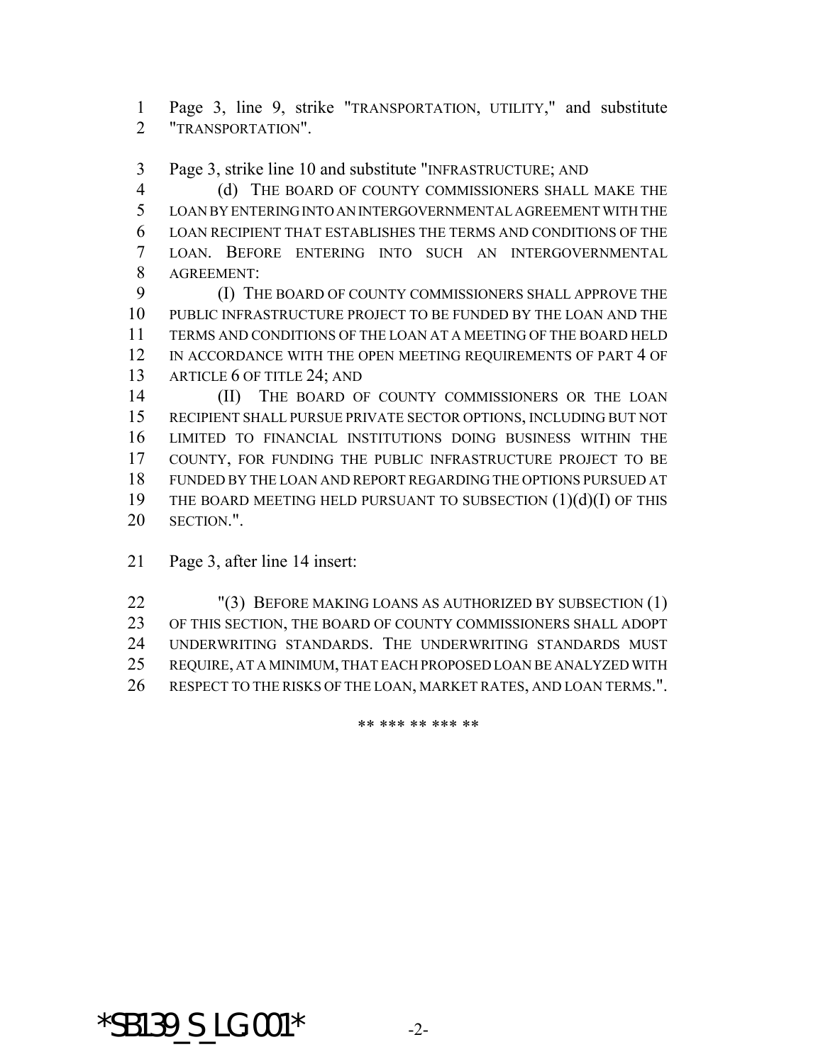Page 3, line 9, strike "TRANSPORTATION, UTILITY," and substitute "TRANSPORTATION".

Page 3, strike line 10 and substitute "INFRASTRUCTURE; AND

(d) THE BOARD OF COUNTY COMMISSIONERS SHALL MAKE THE LOAN BY ENTERING INTO AN INTERGOVERNMENTAL AGREEMENT WITH THE LOAN RECIPIENT THAT ESTABLISHES THE TERMS AND CONDITIONS OF THE LOAN. BEFORE ENTERING INTO SUCH AN INTERGOVERNMENTAL AGREEMENT:

(I) THE BOARD OF COUNTY COMMISSIONERS SHALL APPROVE THE PUBLIC INFRASTRUCTURE PROJECT TO BE FUNDED BY THE LOAN AND THE TERMS AND CONDITIONS OF THE LOAN AT A MEETING OF THE BOARD HELD IN ACCORDANCE WITH THE OPEN MEETING REQUIREMENTS OF PART 4 OF ARTICLE 6 OF TITLE 24; AND

(II) THE BOARD OF COUNTY COMMISSIONERS OR THE LOAN RECIPIENT SHALL PURSUE PRIVATE SECTOR OPTIONS, INCLUDING BUT NOT LIMITED TO FINANCIAL INSTITUTIONS DOING BUSINESS WITHIN THE COUNTY, FOR FUNDING THE PUBLIC INFRASTRUCTURE PROJECT TO BE FUNDED BY THE LOAN AND REPORT REGARDING THE OPTIONS PURSUED AT THE BOARD MEETING HELD PURSUANT TO SUBSECTION (1)(d)(I) OF THIS SECTION.".

Page 3, after line 14 insert:

"(3) BEFORE MAKING LOANS AS AUTHORIZED BY SUBSECTION (1) OF THIS SECTION, THE BOARD OF COUNTY COMMISSIONERS SHALL ADOPT UNDERWRITING STANDARDS. THE UNDERWRITING STANDARDS MUST REQUIRE, AT A MINIMUM, THAT EACH PROPOSED LOAN BE ANALYZED WITH RESPECT TO THE RISKS OF THE LOAN, MARKET RATES, AND LOAN TERMS.".

** *** ** *** **

*SB139_S_LG.001*